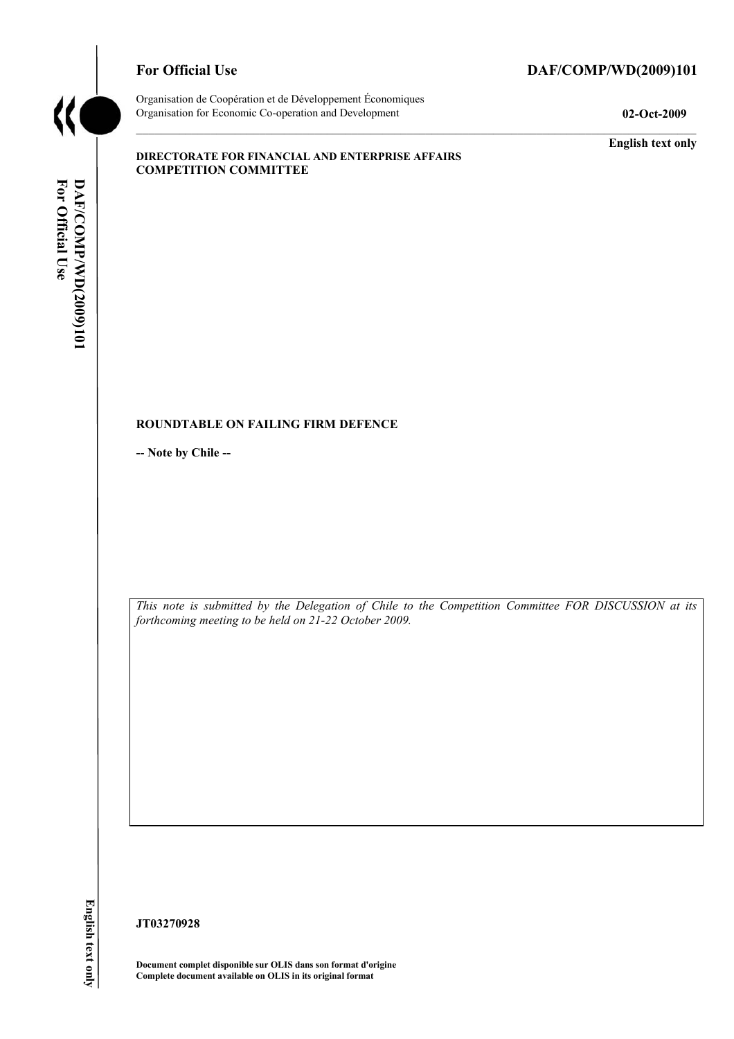**For Official Use** **DAF/COMP/WD(2009)101**

Organisation de Coopération et de Développement Économiques
Organisation for Economic Co-operation and Development **02-Oct-2009**

**English text only**

**DIRECTORATE FOR FINANCIAL AND ENTERPRISE AFFAIRS**
**COMPETITION COMMITTEE**

**ROUNDTABLE ON FAILING FIRM DEFENCE**

**-- Note by Chile --**

*This note is submitted by the Delegation of Chile to the Competition Committee FOR DISCUSSION at its forthcoming meeting to be held on 21-22 October 2009.*

**JT03270928**

**Document complet disponible sur OLIS dans son format d'origine**
**Complete document available on OLIS in its original format**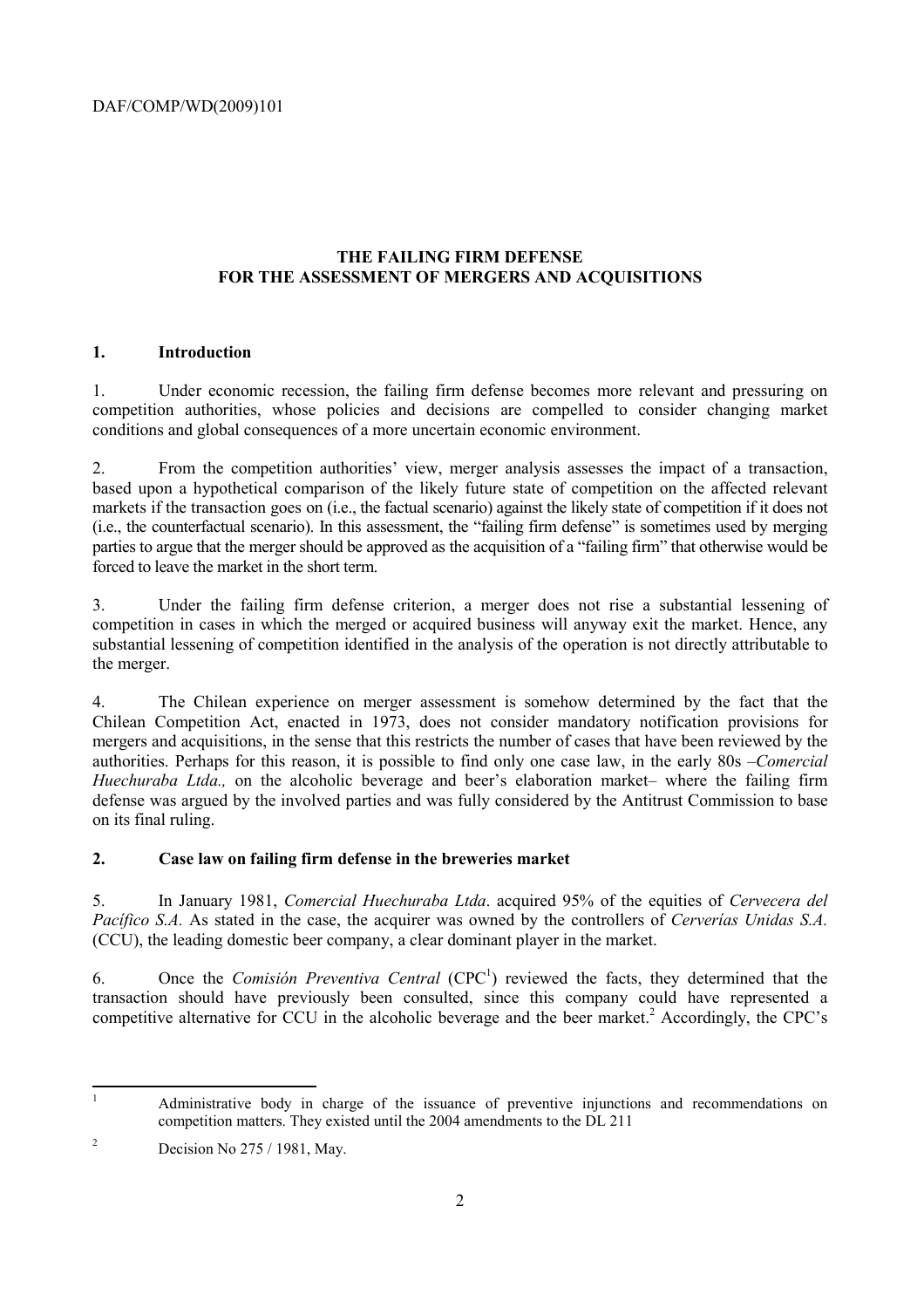## THE FAILING FIRM DEFENSE FOR THE ASSESSMENT OF MERGERS AND ACQUISITIONS

### 1. Introduction

1. Under economic recession, the failing firm defense becomes more relevant and pressuring on competition authorities, whose policies and decisions are compelled to consider changing market conditions and global consequences of a more uncertain economic environment.

2. From the competition authorities' view, merger analysis assesses the impact of a transaction, based upon a hypothetical comparison of the likely future state of competition on the affected relevant markets if the transaction goes on (i.e., the factual scenario) against the likely state of competition if it does not (i.e., the counterfactual scenario). In this assessment, the "failing firm defense" is sometimes used by merging parties to argue that the merger should be approved as the acquisition of a "failing firm" that otherwise would be forced to leave the market in the short term.

3. Under the failing firm defense criterion, a merger does not rise a substantial lessening of competition in cases in which the merged or acquired business will anyway exit the market. Hence, any substantial lessening of competition identified in the analysis of the operation is not directly attributable to the merger.

4. The Chilean experience on merger assessment is somehow determined by the fact that the Chilean Competition Act, enacted in 1973, does not consider mandatory notification provisions for mergers and acquisitions, in the sense that this restricts the number of cases that have been reviewed by the authorities. Perhaps for this reason, it is possible to find only one case law, in the early 80s –*Comercial Huechuraba Ltda.,* on the alcoholic beverage and beer's elaboration market– where the failing firm defense was argued by the involved parties and was fully considered by the Antitrust Commission to base on its final ruling.

### 2. Case law on failing firm defense in the breweries market

5. In January 1981, *Comercial Huechuraba Ltda*. acquired 95% of the equities of *Cervecera del Pacífico S.A*. As stated in the case, the acquirer was owned by the controllers of *Cerverías Unidas S.A*. (CCU), the leading domestic beer company, a clear dominant player in the market.

6. Once the *Comisión Preventiva Central* (CPC[1]) reviewed the facts, they determined that the transaction should have previously been consulted, since this company could have represented a competitive alternative for CCU in the alcoholic beverage and the beer market.[2] Accordingly, the CPC's

---

[1] Administrative body in charge of the issuance of preventive injunctions and recommendations on competition matters. They existed until the 2004 amendments to the DL 211

[2] Decision No 275 / 1981, May.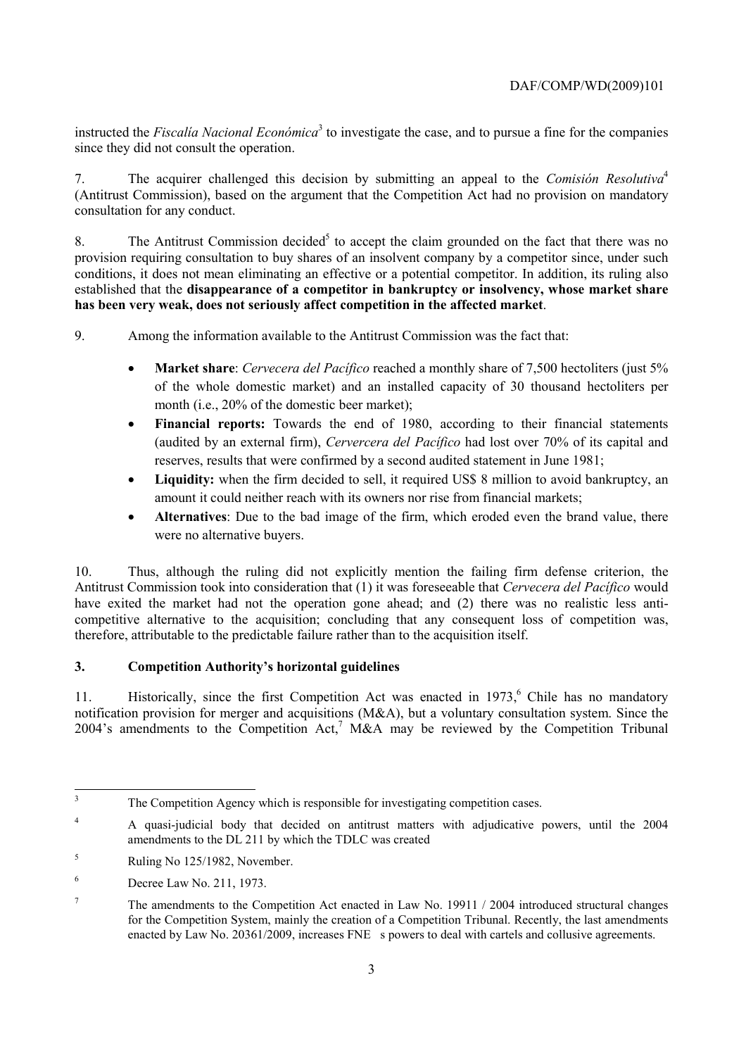instructed the *Fiscalía Nacional Económica*[3] to investigate the case, and to pursue a fine for the companies since they did not consult the operation.

7. The acquirer challenged this decision by submitting an appeal to the *Comisión Resolutiva*[4] (Antitrust Commission), based on the argument that the Competition Act had no provision on mandatory consultation for any conduct.

8. The Antitrust Commission decided[5] to accept the claim grounded on the fact that there was no provision requiring consultation to buy shares of an insolvent company by a competitor since, under such conditions, it does not mean eliminating an effective or a potential competitor. In addition, its ruling also established that the **disappearance of a competitor in bankruptcy or insolvency, whose market share has been very weak, does not seriously affect competition in the affected market**.

9. Among the information available to the Antitrust Commission was the fact that:

- **Market share**: *Cervecera del Pacífico* reached a monthly share of 7,500 hectoliters (just 5% of the whole domestic market) and an installed capacity of 30 thousand hectoliters per month (i.e., 20% of the domestic beer market);
- **Financial reports:** Towards the end of 1980, according to their financial statements (audited by an external firm), *Cervercera del Pacífico* had lost over 70% of its capital and reserves, results that were confirmed by a second audited statement in June 1981;
- **Liquidity:** when the firm decided to sell, it required US$ 8 million to avoid bankruptcy, an amount it could neither reach with its owners nor rise from financial markets;
- **Alternatives**: Due to the bad image of the firm, which eroded even the brand value, there were no alternative buyers.

10. Thus, although the ruling did not explicitly mention the failing firm defense criterion, the Antitrust Commission took into consideration that (1) it was foreseeable that *Cervecera del Pacífico* would have exited the market had not the operation gone ahead; and (2) there was no realistic less anti-competitive alternative to the acquisition; concluding that any consequent loss of competition was, therefore, attributable to the predictable failure rather than to the acquisition itself.

## 3. Competition Authority's horizontal guidelines

11. Historically, since the first Competition Act was enacted in 1973,[6] Chile has no mandatory notification provision for merger and acquisitions (M&A), but a voluntary consultation system. Since the 2004's amendments to the Competition Act,[7] M&A may be reviewed by the Competition Tribunal

---

[3] The Competition Agency which is responsible for investigating competition cases.

[4] A quasi-judicial body that decided on antitrust matters with adjudicative powers, until the 2004 amendments to the DL 211 by which the TDLC was created

[5] Ruling No 125/1982, November.

[6] Decree Law No. 211, 1973.

[7] The amendments to the Competition Act enacted in Law No. 19911 / 2004 introduced structural changes for the Competition System, mainly the creation of a Competition Tribunal. Recently, the last amendments enacted by Law No. 20361/2009, increases FNE s powers to deal with cartels and collusive agreements.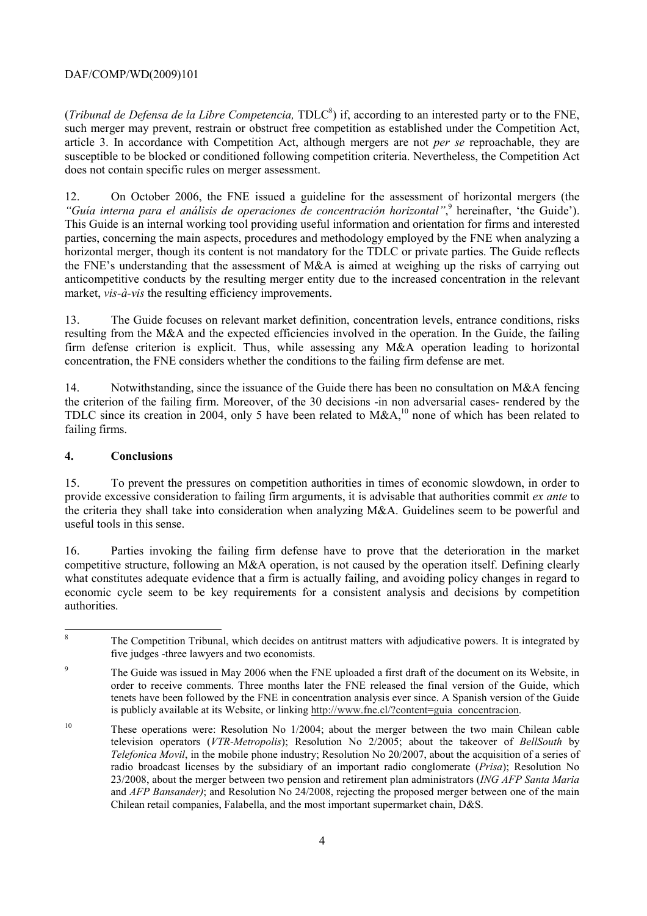(*Tribunal de Defensa de la Libre Competencia,* TDLC[8]) if, according to an interested party or to the FNE, such merger may prevent, restrain or obstruct free competition as established under the Competition Act, article 3. In accordance with Competition Act, although mergers are not *per se* reproachable, they are susceptible to be blocked or conditioned following competition criteria. Nevertheless, the Competition Act does not contain specific rules on merger assessment.

12. On October 2006, the FNE issued a guideline for the assessment of horizontal mergers (the *"Guía interna para el análisis de operaciones de concentración horizontal"*,[9] hereinafter, 'the Guide'). This Guide is an internal working tool providing useful information and orientation for firms and interested parties, concerning the main aspects, procedures and methodology employed by the FNE when analyzing a horizontal merger, though its content is not mandatory for the TDLC or private parties. The Guide reflects the FNE's understanding that the assessment of M&A is aimed at weighing up the risks of carrying out anticompetitive conducts by the resulting merger entity due to the increased concentration in the relevant market, *vis-à-vis* the resulting efficiency improvements.

13. The Guide focuses on relevant market definition, concentration levels, entrance conditions, risks resulting from the M&A and the expected efficiencies involved in the operation. In the Guide, the failing firm defense criterion is explicit. Thus, while assessing any M&A operation leading to horizontal concentration, the FNE considers whether the conditions to the failing firm defense are met.

14. Notwithstanding, since the issuance of the Guide there has been no consultation on M&A fencing the criterion of the failing firm. Moreover, of the 30 decisions -in non adversarial cases- rendered by the TDLC since its creation in 2004, only 5 have been related to M&A,[10] none of which has been related to failing firms.

## 4. Conclusions

15. To prevent the pressures on competition authorities in times of economic slowdown, in order to provide excessive consideration to failing firm arguments, it is advisable that authorities commit *ex ante* to the criteria they shall take into consideration when analyzing M&A. Guidelines seem to be powerful and useful tools in this sense.

16. Parties invoking the failing firm defense have to prove that the deterioration in the market competitive structure, following an M&A operation, is not caused by the operation itself. Defining clearly what constitutes adequate evidence that a firm is actually failing, and avoiding policy changes in regard to economic cycle seem to be key requirements for a consistent analysis and decisions by competition authorities.

---

[8] The Competition Tribunal, which decides on antitrust matters with adjudicative powers. It is integrated by five judges -three lawyers and two economists.

[9] The Guide was issued in May 2006 when the FNE uploaded a first draft of the document on its Website, in order to receive comments. Three months later the FNE released the final version of the Guide, which tenets have been followed by the FNE in concentration analysis ever since. A Spanish version of the Guide is publicly available at its Website, or linking http://www.fne.cl/?content=guia_concentracion.

[10] These operations were: Resolution No 1/2004; about the merger between the two main Chilean cable television operators (*VTR-Metropolis*); Resolution No 2/2005; about the takeover of *BellSouth* by *Telefonica Movil*, in the mobile phone industry; Resolution No 20/2007, about the acquisition of a series of radio broadcast licenses by the subsidiary of an important radio conglomerate (*Prisa*); Resolution No 23/2008, about the merger between two pension and retirement plan administrators (*ING AFP Santa Maria* and *AFP Bansander)*; and Resolution No 24/2008, rejecting the proposed merger between one of the main Chilean retail companies, Falabella, and the most important supermarket chain, D&S.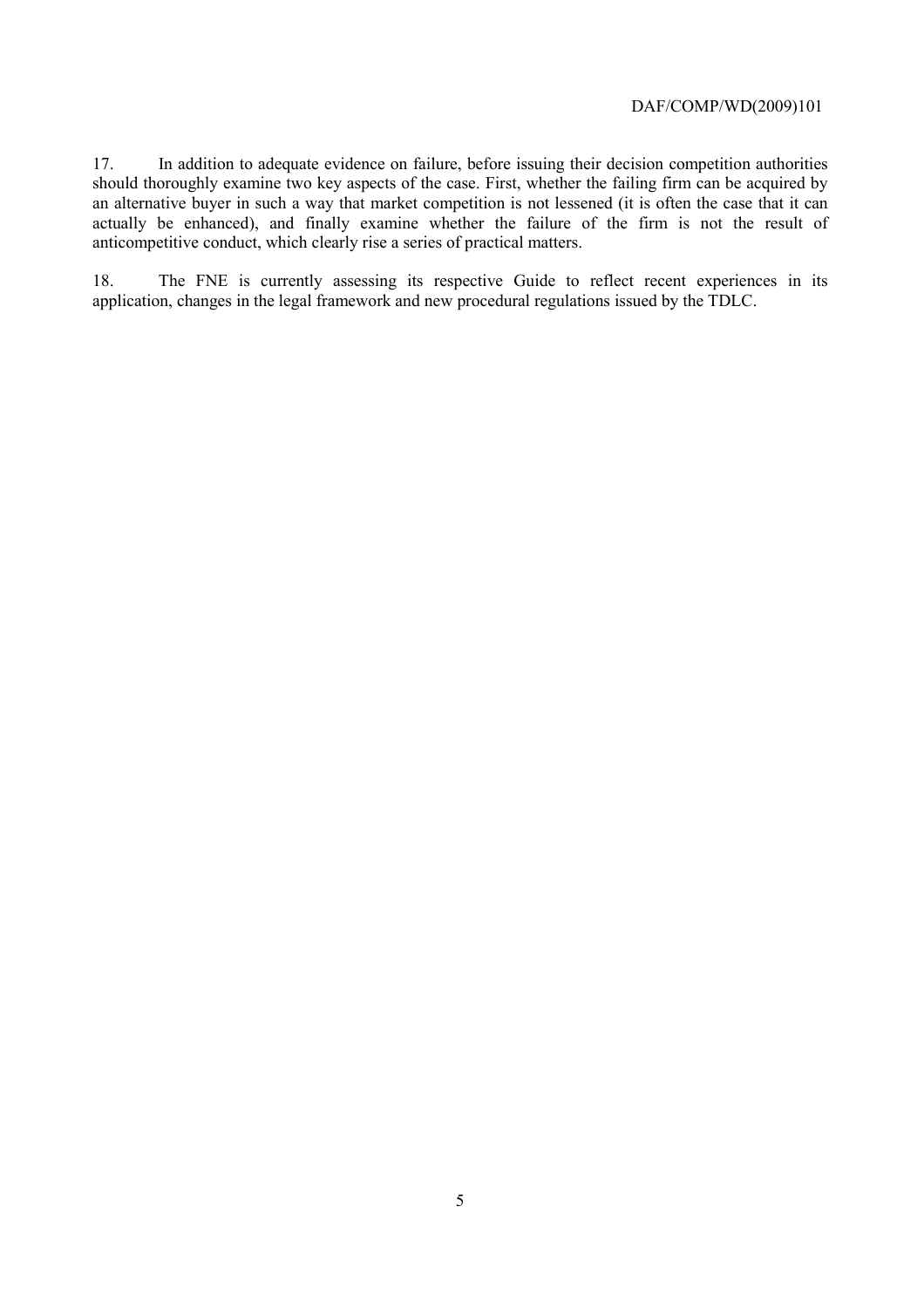17. In addition to adequate evidence on failure, before issuing their decision competition authorities should thoroughly examine two key aspects of the case. First, whether the failing firm can be acquired by an alternative buyer in such a way that market competition is not lessened (it is often the case that it can actually be enhanced), and finally examine whether the failure of the firm is not the result of anticompetitive conduct, which clearly rise a series of practical matters.

18. The FNE is currently assessing its respective Guide to reflect recent experiences in its application, changes in the legal framework and new procedural regulations issued by the TDLC.